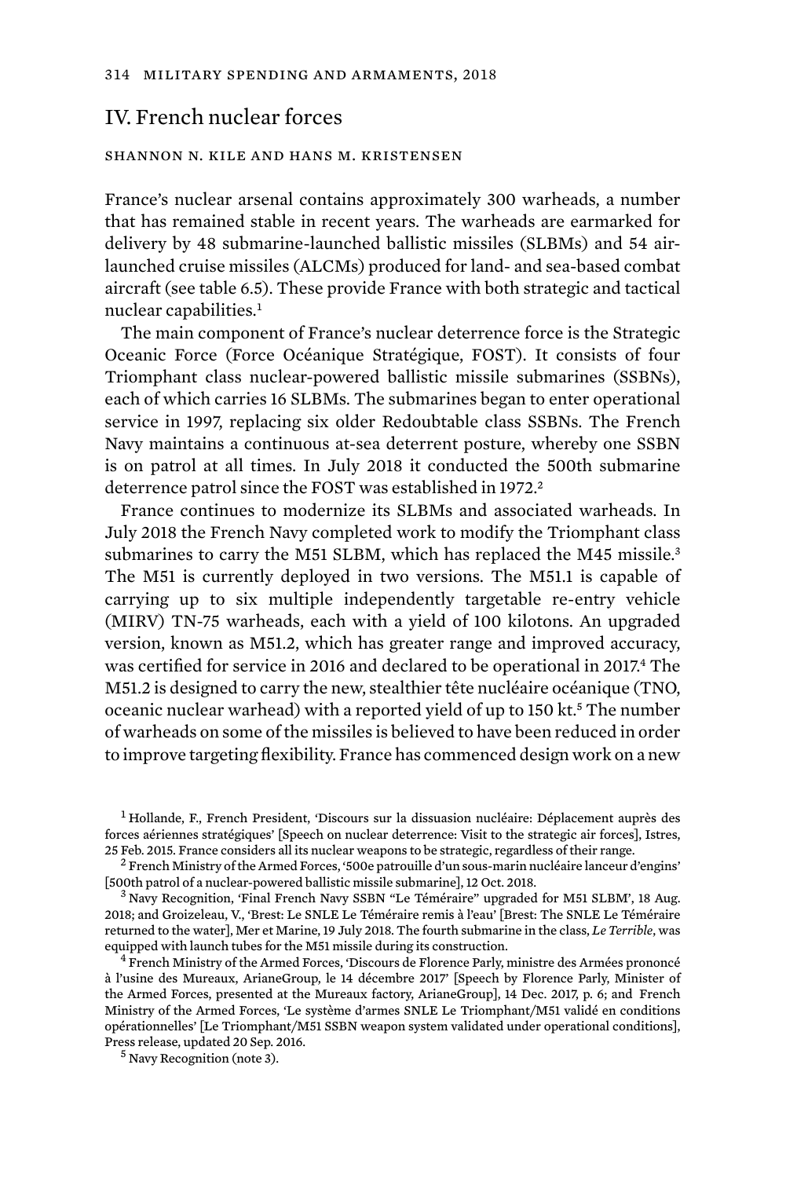## IV. French nuclear forces

SHANNON N. KILE AND HANS M. KRISTENSEN

France's nuclear arsenal contains approximately 300 warheads, a number that has remained stable in recent years. The warheads are earmarked for delivery by 48 submarine-launched ballistic missiles (SLBMs) and 54 air-launched cruise missiles (ALCMs) produced for land- and sea-based combat aircraft (see table 6.5). These provide France with both strategic and tactical nuclear capabilities.[1]

The main component of France's nuclear deterrence force is the Strategic Oceanic Force (Force Océanique Stratégique, FOST). It consists of four Triomphant class nuclear-powered ballistic missile submarines (SSBNs), each of which carries 16 SLBMs. The submarines began to enter operational service in 1997, replacing six older Redoubtable class SSBNs. The French Navy maintains a continuous at-sea deterrent posture, whereby one SSBN is on patrol at all times. In July 2018 it conducted the 500th submarine deterrence patrol since the FOST was established in 1972.[2]

France continues to modernize its SLBMs and associated warheads. In July 2018 the French Navy completed work to modify the Triomphant class submarines to carry the M51 SLBM, which has replaced the M45 missile.[3] The M51 is currently deployed in two versions. The M51.1 is capable of carrying up to six multiple independently targetable re-entry vehicle (MIRV) TN-75 warheads, each with a yield of 100 kilotons. An upgraded version, known as M51.2, which has greater range and improved accuracy, was certified for service in 2016 and declared to be operational in 2017.[4] The M51.2 is designed to carry the new, stealthier tête nucléaire océanique (TNO, oceanic nuclear warhead) with a reported yield of up to 150 kt.[5] The number of warheads on some of the missiles is believed to have been reduced in order to improve targeting flexibility. France has commenced design work on a new

[1] Hollande, F., French President, 'Discours sur la dissuasion nucléaire: Déplacement auprès des forces aériennes stratégiques' [Speech on nuclear deterrence: Visit to the strategic air forces], Istres, 25 Feb. 2015. France considers all its nuclear weapons to be strategic, regardless of their range.

[2] French Ministry of the Armed Forces, '500e patrouille d'un sous-marin nucléaire lanceur d'engins' [500th patrol of a nuclear-powered ballistic missile submarine], 12 Oct. 2018.

[3] Navy Recognition, 'Final French Navy SSBN "Le Téméraire" upgraded for M51 SLBM', 18 Aug. 2018; and Groizeleau, V., 'Brest: Le SNLE Le Téméraire remis à l'eau' [Brest: The SNLE Le Téméraire returned to the water], Mer et Marine, 19 July 2018. The fourth submarine in the class, *Le Terrible*, was equipped with launch tubes for the M51 missile during its construction.

[4] French Ministry of the Armed Forces, 'Discours de Florence Parly, ministre des Armées prononcé à l'usine des Mureaux, ArianeGroup, le 14 décembre 2017' [Speech by Florence Parly, Minister of the Armed Forces, presented at the Mureaux factory, ArianeGroup], 14 Dec. 2017, p. 6; and French Ministry of the Armed Forces, 'Le système d'armes SNLE Le Triomphant/M51 validé en conditions opérationnelles' [Le Triomphant/M51 SSBN weapon system validated under operational conditions], Press release, updated 20 Sep. 2016.

[5] Navy Recognition (note 3).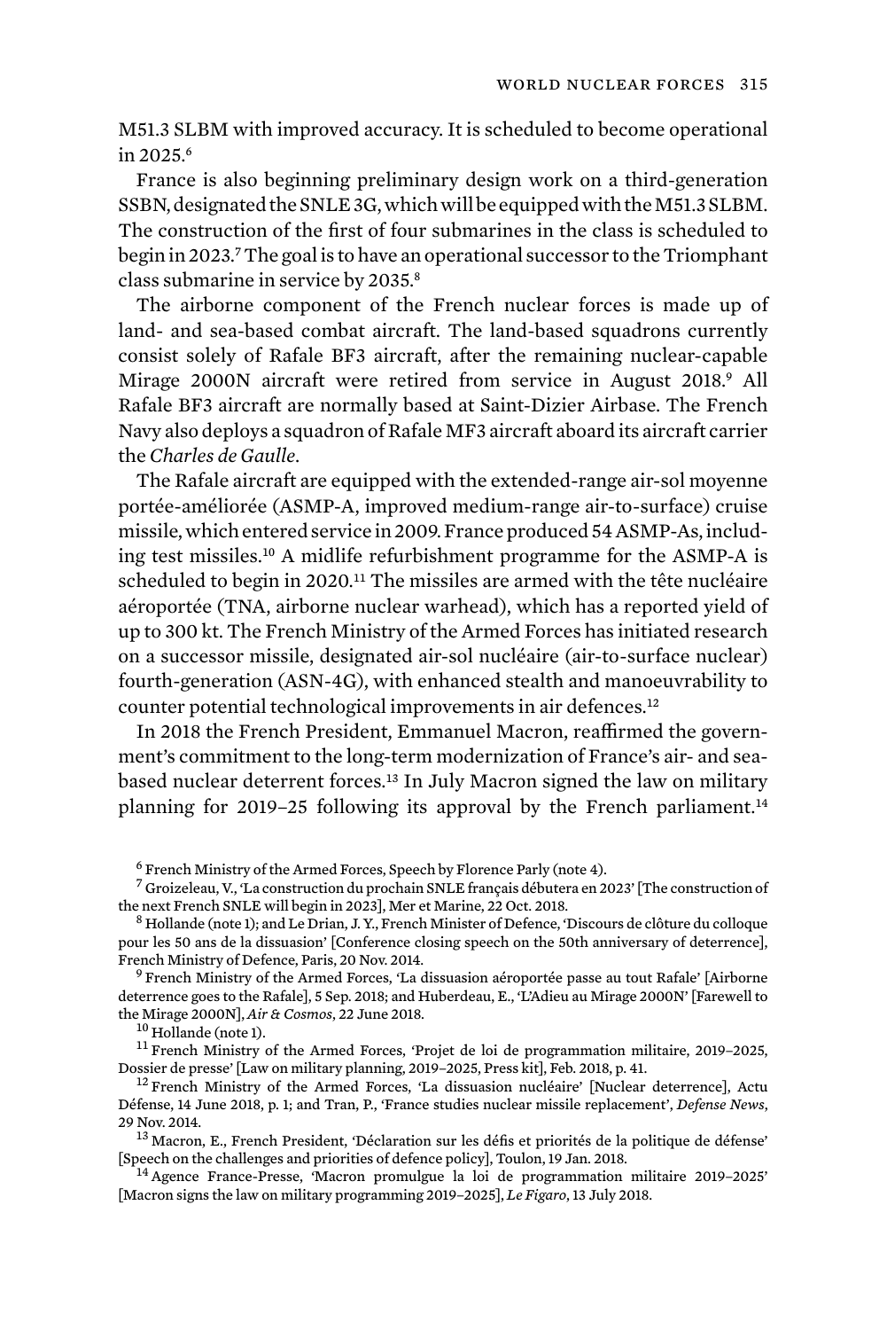M51.3 SLBM with improved accuracy. It is scheduled to become operational in 2025.[6]

France is also beginning preliminary design work on a third-generation SSBN, designated the SNLE 3G, which will be equipped with the M51.3 SLBM. The construction of the first of four submarines in the class is scheduled to begin in 2023.[7] The goal is to have an operational successor to the Triomphant class submarine in service by 2035.[8]

The airborne component of the French nuclear forces is made up of land- and sea-based combat aircraft. The land-based squadrons currently consist solely of Rafale BF3 aircraft, after the remaining nuclear-capable Mirage 2000N aircraft were retired from service in August 2018.[9] All Rafale BF3 aircraft are normally based at Saint-Dizier Airbase. The French Navy also deploys a squadron of Rafale MF3 aircraft aboard its aircraft carrier the *Charles de Gaulle*.

The Rafale aircraft are equipped with the extended-range air-sol moyenne portée-améliorée (ASMP-A, improved medium-range air-to-surface) cruise missile, which entered service in 2009. France produced 54 ASMP-As, including test missiles.[10] A midlife refurbishment programme for the ASMP-A is scheduled to begin in 2020.[11] The missiles are armed with the tête nucléaire aéroportée (TNA, airborne nuclear warhead), which has a reported yield of up to 300 kt. The French Ministry of the Armed Forces has initiated research on a successor missile, designated air-sol nucléaire (air-to-surface nuclear) fourth-generation (ASN-4G), with enhanced stealth and manoeuvrability to counter potential technological improvements in air defences.[12]

In 2018 the French President, Emmanuel Macron, reaffirmed the government's commitment to the long-term modernization of France's air- and sea-based nuclear deterrent forces.[13] In July Macron signed the law on military planning for 2019–25 following its approval by the French parliament.[14]

[6] French Ministry of the Armed Forces, Speech by Florence Parly (note 4).

[7] Groizeleau, V., 'La construction du prochain SNLE français débutera en 2023' [The construction of the next French SNLE will begin in 2023], Mer et Marine, 22 Oct. 2018.

[8] Hollande (note 1); and Le Drian, J. Y., French Minister of Defence, 'Discours de clôture du colloque pour les 50 ans de la dissuasion' [Conference closing speech on the 50th anniversary of deterrence], French Ministry of Defence, Paris, 20 Nov. 2014.

[9] French Ministry of the Armed Forces, 'La dissuasion aéroportée passe au tout Rafale' [Airborne deterrence goes to the Rafale], 5 Sep. 2018; and Huberdeau, E., 'L'Adieu au Mirage 2000N' [Farewell to the Mirage 2000N], *Air & Cosmos*, 22 June 2018.

[10] Hollande (note 1).

[11] French Ministry of the Armed Forces, 'Projet de loi de programmation militaire, 2019–2025, Dossier de presse' [Law on military planning, 2019–2025, Press kit], Feb. 2018, p. 41.

[12] French Ministry of the Armed Forces, 'La dissuasion nucléaire' [Nuclear deterrence], Actu Défense, 14 June 2018, p. 1; and Tran, P., 'France studies nuclear missile replacement', *Defense News*, 29 Nov. 2014.

[13] Macron, E., French President, 'Déclaration sur les défis et priorités de la politique de défense' [Speech on the challenges and priorities of defence policy], Toulon, 19 Jan. 2018.

[14] Agence France-Presse, 'Macron promulgue la loi de programmation militaire 2019–2025' [Macron signs the law on military programming 2019–2025], *Le Figaro*, 13 July 2018.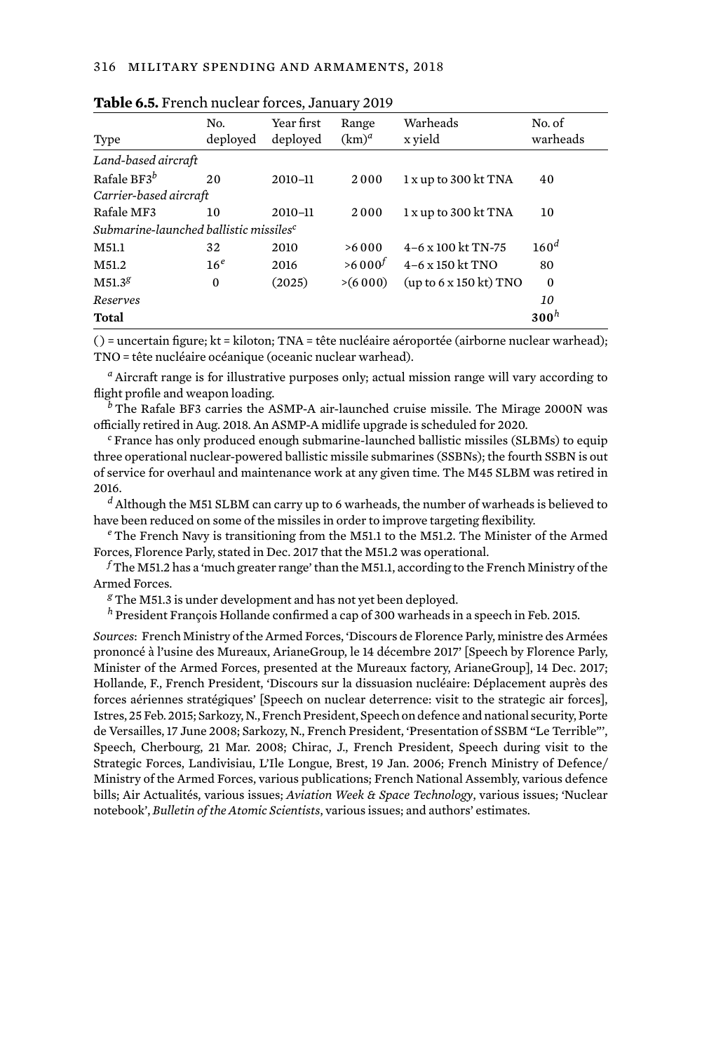**Table 6.5.** French nuclear forces, January 2019

| Type | No. deployed | Year first deployed | Range (km)[a] | Warheads x yield | No. of warheads |
|---|---|---|---|---|---|
| *Land-based aircraft* | | | | | |
| Rafale BF3[b] | 20 | 2010–11 | 2 000 | 1 x up to 300 kt TNA | 40 |
| *Carrier-based aircraft* | | | | | |
| Rafale MF3 | 10 | 2010–11 | 2 000 | 1 x up to 300 kt TNA | 10 |
| *Submarine-launched ballistic missiles*[c] | | | | | |
| M51.1 | 32 | 2010 | >6 000 | 4–6 x 100 kt TN-75 | 160[d] |
| M51.2 | 16[e] | 2016 | >6 000[f] | 4–6 x 150 kt TNO | 80 |
| M51.3[g] | 0 | (2025) | >(6 000) | (up to 6 x 150 kt) TNO | 0 |
| *Reserves* | | | | | *10* |
| **Total** | | | | | **300**[h] |

( ) = uncertain figure; kt = kiloton; TNA = tête nucléaire aéroportée (airborne nuclear warhead); TNO = tête nucléaire océanique (oceanic nuclear warhead).

[a] Aircraft range is for illustrative purposes only; actual mission range will vary according to flight profile and weapon loading.

[b] The Rafale BF3 carries the ASMP-A air-launched cruise missile. The Mirage 2000N was officially retired in Aug. 2018. An ASMP-A midlife upgrade is scheduled for 2020.

[c] France has only produced enough submarine-launched ballistic missiles (SLBMs) to equip three operational nuclear-powered ballistic missile submarines (SSBNs); the fourth SSBN is out of service for overhaul and maintenance work at any given time. The M45 SLBM was retired in 2016.

[d] Although the M51 SLBM can carry up to 6 warheads, the number of warheads is believed to have been reduced on some of the missiles in order to improve targeting flexibility.

[e] The French Navy is transitioning from the M51.1 to the M51.2. The Minister of the Armed Forces, Florence Parly, stated in Dec. 2017 that the M51.2 was operational.

[f] The M51.2 has a 'much greater range' than the M51.1, according to the French Ministry of the Armed Forces.

[g] The M51.3 is under development and has not yet been deployed.

[h] President François Hollande confirmed a cap of 300 warheads in a speech in Feb. 2015.

*Sources*: French Ministry of the Armed Forces, 'Discours de Florence Parly, ministre des Armées prononcé à l'usine des Mureaux, ArianeGroup, le 14 décembre 2017' [Speech by Florence Parly, Minister of the Armed Forces, presented at the Mureaux factory, ArianeGroup], 14 Dec. 2017; Hollande, F., French President, 'Discours sur la dissuasion nucléaire: Déplacement auprès des forces aériennes stratégiques' [Speech on nuclear deterrence: visit to the strategic air forces], Istres, 25 Feb. 2015; Sarkozy, N., French President, Speech on defence and national security, Porte de Versailles, 17 June 2008; Sarkozy, N., French President, 'Presentation of SSBM "Le Terrible"', Speech, Cherbourg, 21 Mar. 2008; Chirac, J., French President, Speech during visit to the Strategic Forces, Landivisiau, L'Ile Longue, Brest, 19 Jan. 2006; French Ministry of Defence/Ministry of the Armed Forces, various publications; French National Assembly, various defence bills; Air Actualités, various issues; *Aviation Week & Space Technology*, various issues; 'Nuclear notebook', *Bulletin of the Atomic Scientists*, various issues; and authors' estimates.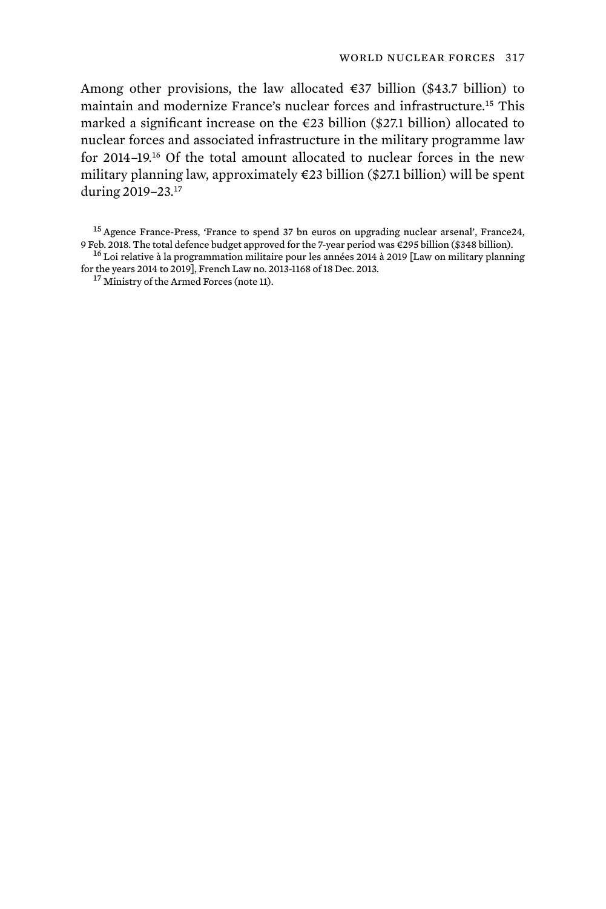Among other provisions, the law allocated €37 billion ($43.7 billion) to maintain and modernize France's nuclear forces and infrastructure.[15] This marked a significant increase on the €23 billion ($27.1 billion) allocated to nuclear forces and associated infrastructure in the military programme law for 2014–19.[16] Of the total amount allocated to nuclear forces in the new military planning law, approximately €23 billion ($27.1 billion) will be spent during 2019–23.[17]

[15] Agence France-Presse, 'France to spend 37 bn euros on upgrading nuclear arsenal', France24, 9 Feb. 2018. The total defence budget approved for the 7-year period was €295 billion ($348 billion).

[16] Loi relative à la programmation militaire pour les années 2014 à 2019 [Law on military planning for the years 2014 to 2019], French Law no. 2013-1168 of 18 Dec. 2013.

[17] Ministry of the Armed Forces (note 11).